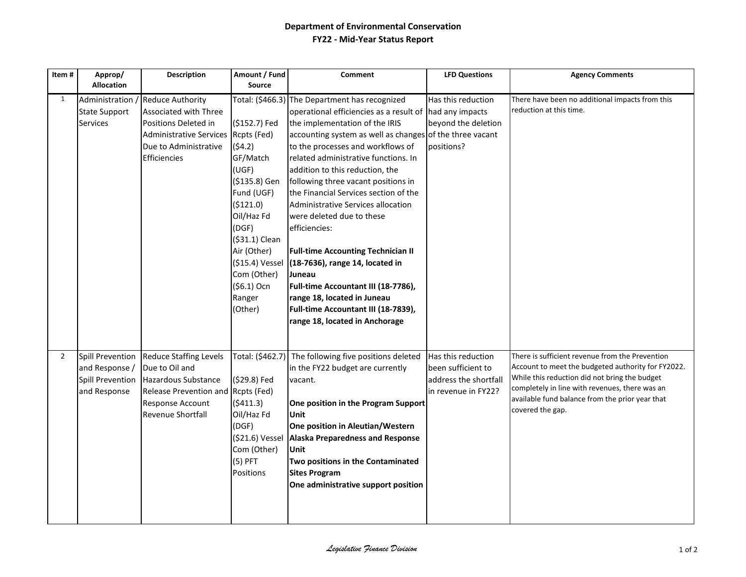**Department of Environmental Conservation**
**FY22 - Mid-Year Status Report**

| Item # | Approp/ Allocation | Description | Amount / Fund Source | Comment | LFD Questions | Agency Comments |
|---|---|---|---|---|---|---|
| 1 | Administration / State Support Services | Reduce Authority Associated with Three Positions Deleted in Administrative Services Due to Administrative Efficiencies | Total: ($466.3)<br><br>($152.7) Fed Rcpts (Fed)<br>($4.2) GF/Match (UGF)<br>($135.8) Gen Fund (UGF)<br>($121.0) Oil/Haz Fd (DGF)<br>($31.1) Clean Air (Other)<br>($15.4) Vessel Com (Other)<br>($6.1) Ocn Ranger (Other) | The Department has recognized operational efficiencies as a result of the implementation of the IRIS accounting system as well as changes to the processes and workflows of related administrative functions. In addition to this reduction, the following three vacant positions in the Financial Services section of the Administrative Services allocation were deleted due to these efficiencies:<br><br>**Full-time Accounting Technician II (18-7636), range 14, located in Juneau**<br>**Full-time Accountant III (18-7786), range 18, located in Juneau**<br>**Full-time Accountant III (18-7839), range 18, located in Anchorage** | Has this reduction had any impacts beyond the deletion of the three vacant positions? | There have been no additional impacts from this reduction at this time. |
| 2 | Spill Prevention and Response / Spill Prevention and Response | Reduce Staffing Levels Due to Oil and Hazardous Substance Release Prevention and Response Account Revenue Shortfall | Total: ($462.7)<br><br>($29.8) Fed Rcpts (Fed)<br>($411.3) Oil/Haz Fd (DGF)<br>($21.6) Vessel Com (Other)<br>(5) PFT Positions | The following five positions deleted in the FY22 budget are currently vacant.<br><br>**One position in the Program Support Unit**<br>**One position in Aleutian/Western Alaska Preparedness and Response Unit**<br>**Two positions in the Contaminated Sites Program**<br>**One administrative support position** | Has this reduction been sufficient to address the shortfall in revenue in FY22? | There is sufficient revenue from the Prevention Account to meet the budgeted authority for FY2022. While this reduction did not bring the budget completely in line with revenues, there was an available fund balance from the prior year that covered the gap. |

*Legislative Finance Division*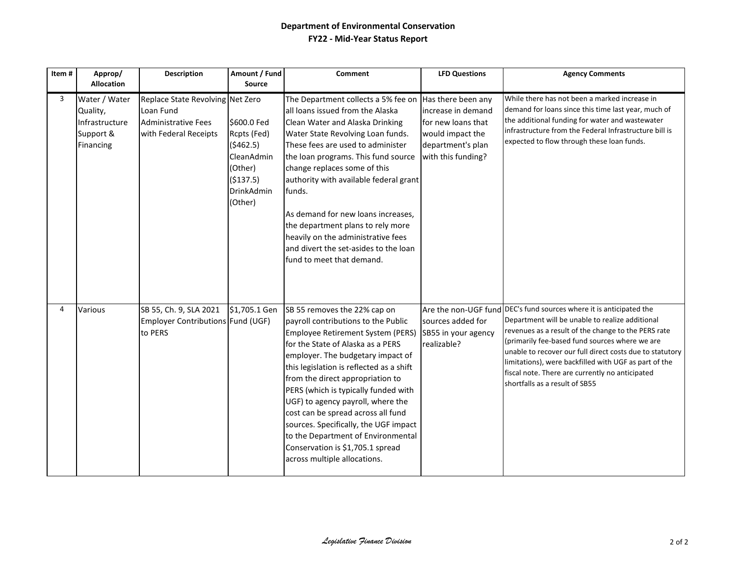**Department of Environmental Conservation**
**FY22 - Mid-Year Status Report**

| Item # | Approp/ Allocation | Description | Amount / Fund Source | Comment | LFD Questions | Agency Comments |
|---|---|---|---|---|---|---|
| 3 | Water / Water Quality, Infrastructure Support & Financing | Replace State Revolving Loan Fund Administrative Fees with Federal Receipts | Net Zero<br><br>$600.0 Fed Rcpts (Fed)<br>($462.5) CleanAdmin (Other)<br>($137.5) DrinkAdmin (Other) | The Department collects a 5% fee on all loans issued from the Alaska Clean Water and Alaska Drinking Water State Revolving Loan funds. These fees are used to administer the loan programs. This fund source change replaces some of this authority with available federal grant funds.<br><br>As demand for new loans increases, the department plans to rely more heavily on the administrative fees and divert the set-asides to the loan fund to meet that demand. | Has there been any increase in demand for new loans that would impact the department's plan with this funding? | While there has not been a marked increase in demand for loans since this time last year, much of the additional funding for water and wastewater infrastructure from the Federal Infrastructure bill is expected to flow through these loan funds. |
| 4 | Various | SB 55, Ch. 9, SLA 2021 Employer Contributions to PERS | $1,705.1 Gen Fund (UGF) | SB 55 removes the 22% cap on payroll contributions to the Public Employee Retirement System (PERS) for the State of Alaska as a PERS employer. The budgetary impact of this legislation is reflected as a shift from the direct appropriation to PERS (which is typically funded with UGF) to agency payroll, where the cost can be spread across all fund sources. Specifically, the UGF impact to the Department of Environmental Conservation is $1,705.1 spread across multiple allocations. | Are the non-UGF fund sources added for SB55 in your agency realizable? | DEC's fund sources where it is anticipated the Department will be unable to realize additional revenues as a result of the change to the PERS rate (primarily fee-based fund sources where we are unable to recover our full direct costs due to statutory limitations), were backfilled with UGF as part of the fiscal note. There are currently no anticipated shortfalls as a result of SB55 |